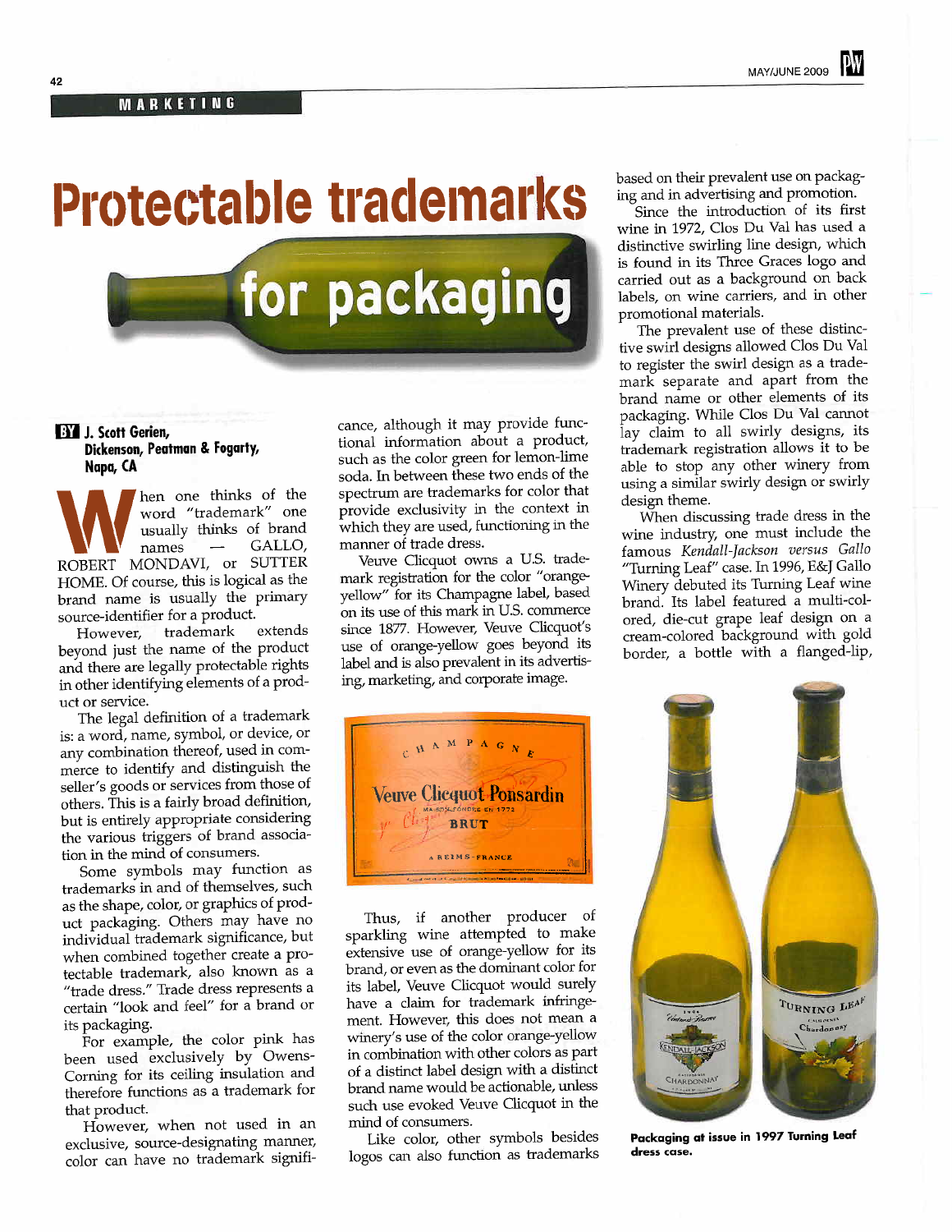MARKETING

# Protectable trademarks for packaging

**BY J. Scott Gerien, Dickenson, Peatman & Fogarty, Napa, CA**

When one thinks of the word "trademark" one usually thinks of brand names — GALLO, ROBERT MONDAVI, or SUTTER HOME. Of course, this is logical as the brand name is usually the primary source-identifier for a product.

However, trademark extends beyond just the name of the product and there are legally protectable rights in other identifying elements of a product or service.

The legal definition of a trademark is: a word, name, symbol, or device, or any combination thereof, used in commerce to identify and distinguish the seller's goods or services from those of others. This is a fairly broad definition, but is entirely appropriate considering the various triggers of brand association in the mind of consumers.

Some symbols may function as trademarks in and of themselves, such as the shape, color, or graphics of product packaging. Others may have no individual trademark significance, but when combined together create a protectable trademark, also known as a "trade dress." Trade dress represents a certain "look and feel" for a brand or its packaging.

For example, the color pink has been used exclusively by Owens-Corning for its ceiling insulation and therefore functions as a trademark for that product.

However, when not used in an exclusive, source-designating manner, color can have no trademark significance, although it may provide functional information about a product, such as the color green for lemon-lime soda. In between these two ends of the spectrum are trademarks for color that provide exclusivity in the context in which they are used, functioning in the manner of trade dress.

Veuve Clicquot owns a U.S. trademark registration for the color "orange-yellow" for its Champagne label, based on its use of this mark in U.S. commerce since 1877. However, Veuve Clicquot's use of orange-yellow goes beyond its label and is also prevalent in its advertising, marketing, and corporate image.

Thus, if another producer of sparkling wine attempted to make extensive use of orange-yellow for its brand, or even as the dominant color for its label, Veuve Clicquot would surely have a claim for trademark infringement. However, this does not mean a winery's use of the color orange-yellow in combination with other colors as part of a distinct label design with a distinct brand name would be actionable, unless such use evoked Veuve Clicquot in the mind of consumers.

Like color, other symbols besides logos can also function as trademarks based on their prevalent use on packaging and in advertising and promotion.

Since the introduction of its first wine in 1972, Clos Du Val has used a distinctive swirling line design, which is found in its Three Graces logo and carried out as a background on back labels, on wine carriers, and in other promotional materials.

The prevalent use of these distinctive swirl designs allowed Clos Du Val to register the swirl design as a trademark separate and apart from the brand name or other elements of its packaging. While Clos Du Val cannot lay claim to all swirly designs, its trademark registration allows it to be able to stop any other winery from using a similar swirly design or swirly design theme.

When discussing trade dress in the wine industry, one must include the famous *Kendall-Jackson versus Gallo* "Turning Leaf" case. In 1996, E&J Gallo Winery debuted its Turning Leaf wine brand. Its label featured a multi-colored, die-cut grape leaf design on a cream-colored background with gold border, a bottle with a flanged-lip,

**Packaging at issue in 1997 Turning Leaf dress case.**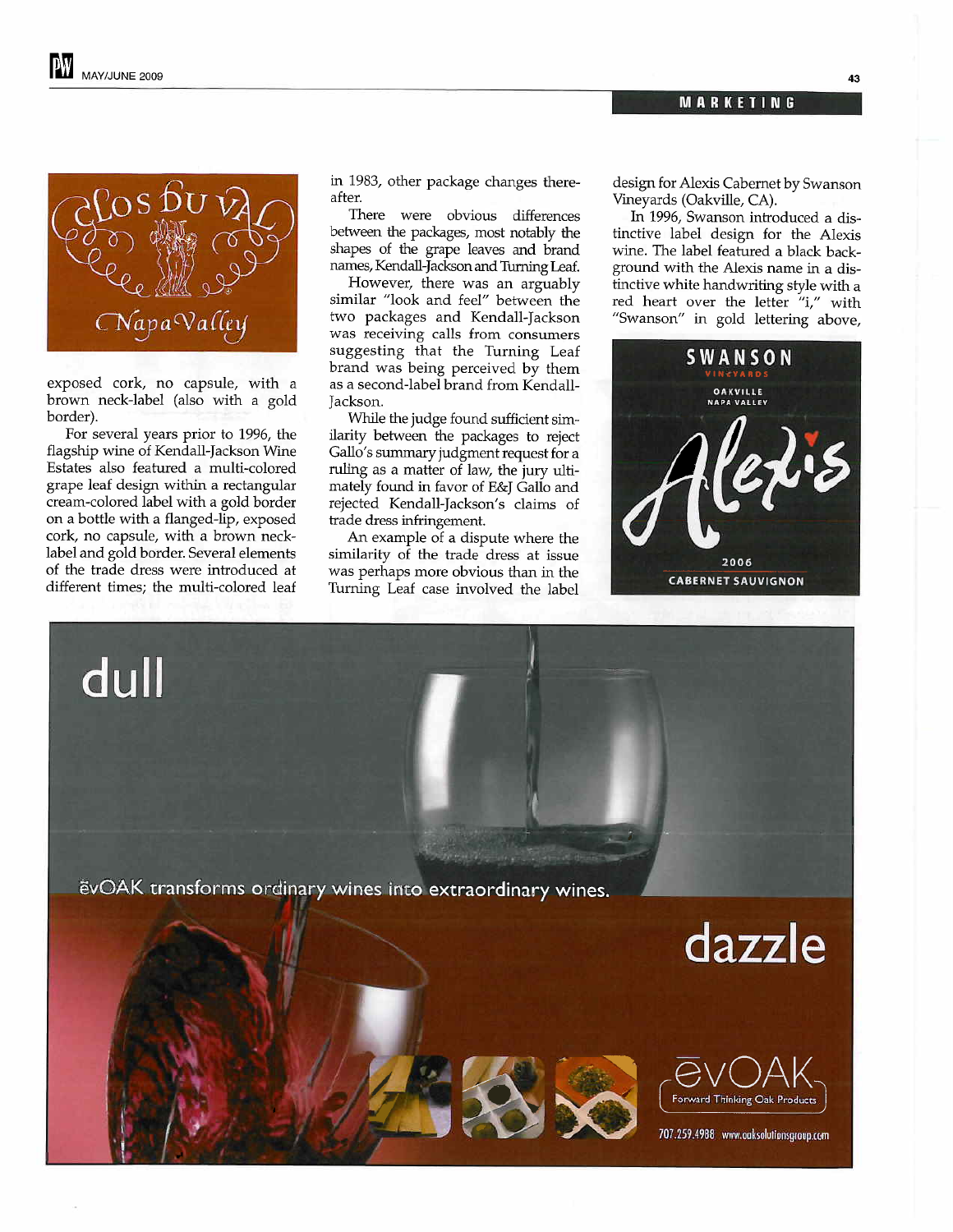exposed cork, no capsule, with a brown neck-label (also with a gold border).

For several years prior to 1996, the flagship wine of Kendall-Jackson Wine Estates also featured a multi-colored grape leaf design within a rectangular cream-colored label with a gold border on a bottle with a flanged-lip, exposed cork, no capsule, with a brown neck-label and gold border. Several elements of the trade dress were introduced at different times; the multi-colored leaf in 1983, other package changes thereafter.

There were obvious differences between the packages, most notably the shapes of the grape leaves and brand names, Kendall-Jackson and Turning Leaf.

However, there was an arguably similar "look and feel" between the two packages and Kendall-Jackson was receiving calls from consumers suggesting that the Turning Leaf brand was being perceived by them as a second-label brand from Kendall-Jackson.

While the judge found sufficient similarity between the packages to reject Gallo's summary judgment request for a ruling as a matter of law, the jury ultimately found in favor of E&J Gallo and rejected Kendall-Jackson's claims of trade dress infringement.

An example of a dispute where the similarity of the trade dress at issue was perhaps more obvious than in the Turning Leaf case involved the label design for Alexis Cabernet by Swanson Vineyards (Oakville, CA).

In 1996, Swanson introduced a distinctive label design for the Alexis wine. The label featured a black background with the Alexis name in a distinctive white handwriting style with a red heart over the letter "i," with "Swanson" in gold lettering above,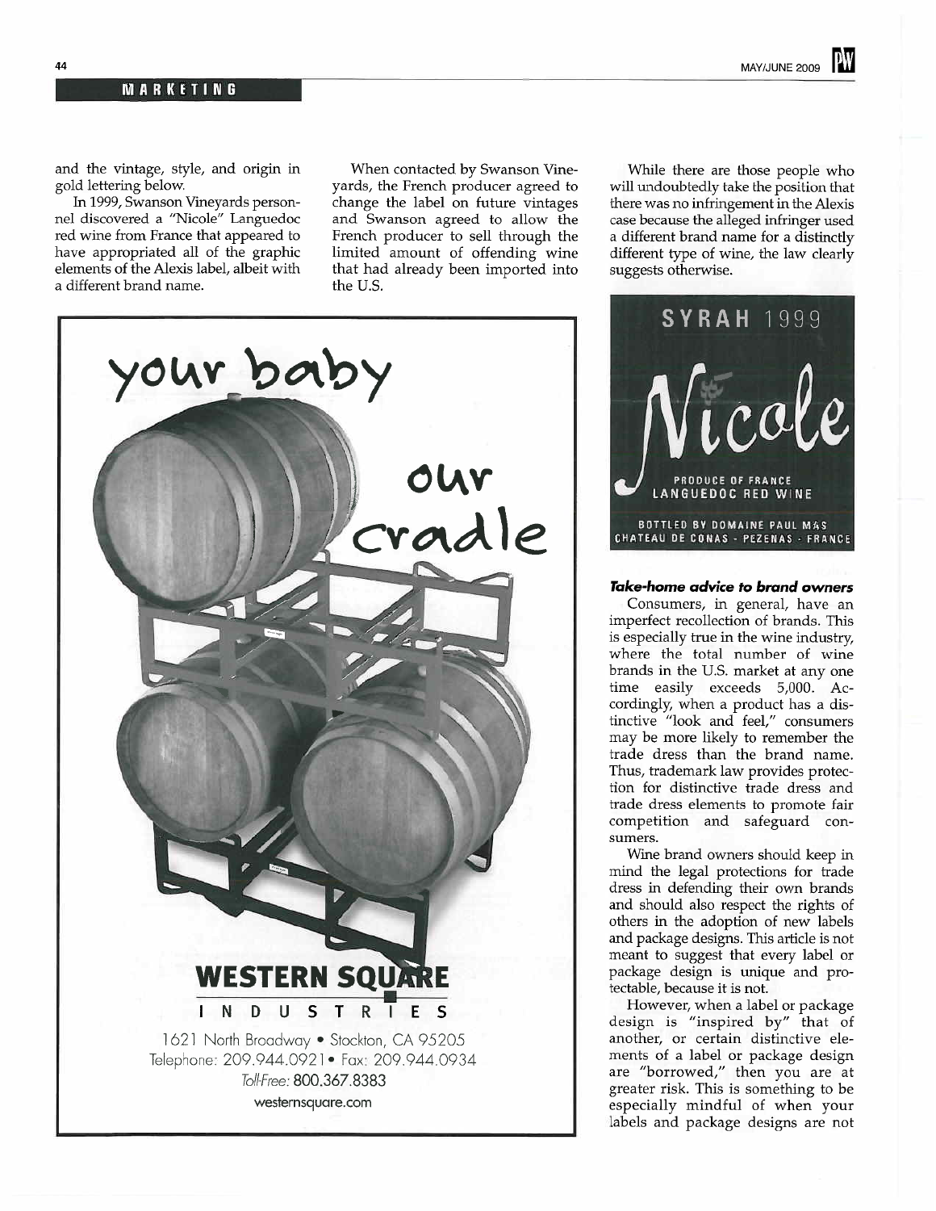and the vintage, style, and origin in gold lettering below.

In 1999, Swanson Vineyards personnel discovered a "Nicole" Languedoc red wine from France that appeared to have appropriated all of the graphic elements of the Alexis label, albeit with a different brand name.

When contacted by Swanson Vineyards, the French producer agreed to change the label on future vintages and Swanson agreed to allow the French producer to sell through the limited amount of offending wine that had already been imported into the U.S.

While there are those people who will undoubtedly take the position that there was no infringement in the Alexis case because the alleged infringer used a different brand name for a distinctly different type of wine, the law clearly suggests otherwise.

your baby our cradle

**WESTERN SQUARE INDUSTRIES**

1621 North Broadway • Stockton, CA 95205
Telephone: 209.944.0921 • Fax: 209.944.0934
*Toll-Free:* 800.367.8383
westernsquare.com

SYRAH 1999
Nicole
PRODUCE OF FRANCE
LANGUEDOC RED WINE
BOTTLED BY DOMAINE PAUL MAS
CHATEAU DE CONAS - PEZENAS - FRANCE

### *Take-home advice to brand owners*

Consumers, in general, have an imperfect recollection of brands. This is especially true in the wine industry, where the total number of wine brands in the U.S. market at any one time easily exceeds 5,000. Accordingly, when a product has a distinctive "look and feel," consumers may be more likely to remember the trade dress than the brand name. Thus, trademark law provides protection for distinctive trade dress and trade dress elements to promote fair competition and safeguard consumers.

Wine brand owners should keep in mind the legal protections for trade dress in defending their own brands and should also respect the rights of others in the adoption of new labels and package designs. This article is not meant to suggest that every label or package design is unique and protectable, because it is not.

However, when a label or package design is "inspired by" that of another, or certain distinctive elements of a label or package design are "borrowed," then you are at greater risk. This is something to be especially mindful of when your labels and package designs are not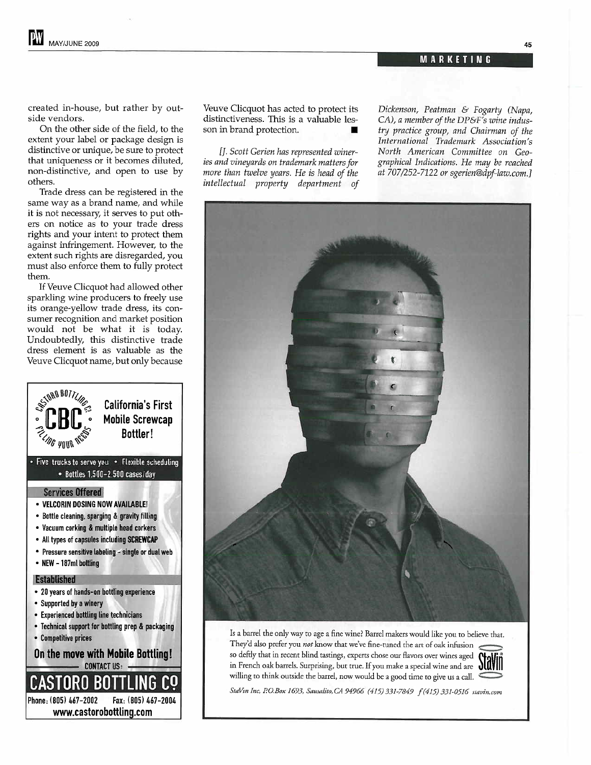created in-house, but rather by outside vendors.

On the other side of the field, to the extent your label or package design is distinctive or unique, be sure to protect that uniqueness or it becomes diluted, non-distinctive, and open to use by others.

Trade dress can be registered in the same way as a brand name, and while it is not necessary, it serves to put others on notice as to your trade dress rights and your intent to protect them against infringement. However, to the extent such rights are disregarded, you must also enforce them to fully protect them.

If Veuve Clicquot had allowed other sparkling wine producers to freely use its orange-yellow trade dress, its consumer recognition and market position would not be what it is today. Undoubtedly, this distinctive trade dress element is as valuable as the Veuve Clicquot name, but only because Veuve Clicquot has acted to protect its distinctiveness. This is a valuable lesson in brand protection. ■

*[J. Scott Gerien has represented wineries and vineyards on trademark matters for more than twelve years. He is head of the intellectual property department of Dickenson, Peatman & Fogarty (Napa, CA), a member of the DP&F's wine industry practice group, and Chairman of the International Trademark Association's North American Committee on Geographical Indications. He may be reached at 707/252-7122 or sgerien@dpf-law.com.]*

---

**CBC** — Castoro Bottling Co. — Filling Your Needs

**California's First Mobile Screwcap Bottler!**

• Five trucks to serve you • Flexible scheduling • Bottles 1,500–2,500 cases/day

**Services Offered**

- **VELCORIN DOSING NOW AVAILABLE!**
- Bottle cleaning, sparging & gravity filling
- Vacuum corking & multiple head corkers
- All types of capsules including SCREWCAP
- Pressure sensitive labeling – single or dual web
- NEW – 187ml bottling

**Established**

- 20 years of hands-on bottling experience
- Supported by a winery
- Experienced bottling line technicians
- Technical support for bottling prep & packaging
- Competitive prices

**On the move with Mobile Bottling!**

CONTACT US:

**CASTORO BOTTLING CO**

Phone: (805) 467-2002 Fax: (805) 467-2004

www.castorobottling.com

---

Is a barrel the only way to age a fine wine? Barrel makers would like you to believe that. They'd also prefer you *not* know that we've fine-tuned the art of oak infusion so deftly that in recent blind tastings, experts chose our flavors over wines aged in French oak barrels. Surprising, but true. If you make a special wine and are willing to think outside the barrel, now would be a good time to give us a call.

**StaVin**

*StaVin Inc, P.O.Box 1693, Sausalito, CA 94966 (415) 331-7849 f(415) 331-0516 stavin.com*